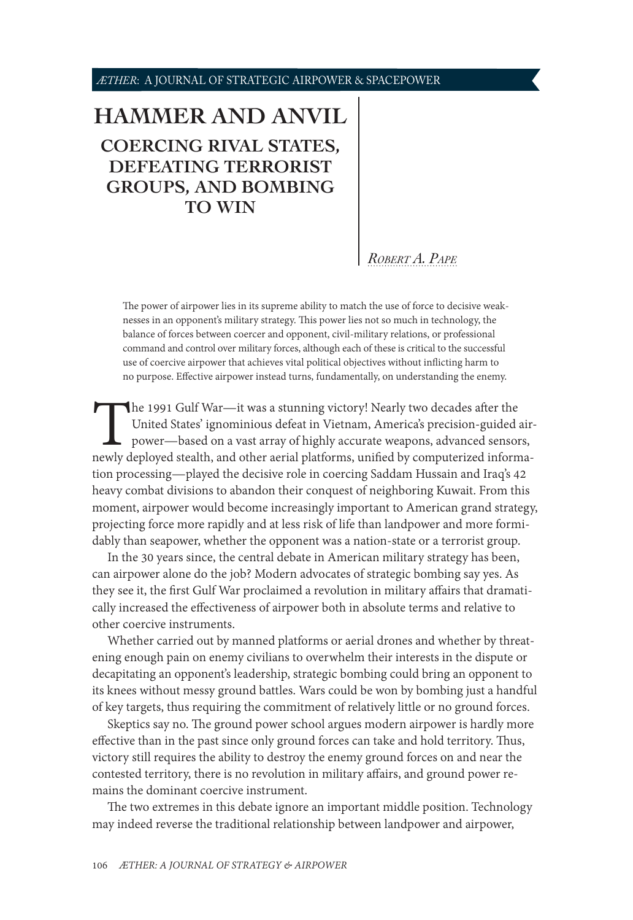# HAMMER AND ANVIL

## COERCING RIVAL STATES, DEFEATING TERRORIST GROUPS, AND BOMBING TO WIN

*Robert A. Pape*

The power of airpower lies in its supreme ability to match the use of force to decisive weaknesses in an opponent's military strategy. This power lies not so much in technology, the balance of forces between coercer and opponent, civil-military relations, or professional command and control over military forces, although each of these is critical to the successful use of coercive airpower that achieves vital political objectives without inflicting harm to no purpose. Effective airpower instead turns, fundamentally, on understanding the enemy.

The 1991 Gulf War—it was a stunning victory! Nearly two decades after the United States' ignominious defeat in Vietnam, America's precision-guided airpower—based on a vast array of highly accurate weapons, advanced sensors, newly deployed stealth, and other aerial platforms, unified by computerized information processing—played the decisive role in coercing Saddam Hussein and Iraq's 42 heavy combat divisions to abandon their conquest of neighboring Kuwait. From this moment, airpower would become increasingly important to American grand strategy, projecting force more rapidly and at less risk of life than landpower and more formidably than seapower, whether the opponent was a nation-state or a terrorist group.

In the 30 years since, the central debate in American military strategy has been, can airpower alone do the job? Modern advocates of strategic bombing say yes. As they see it, the first Gulf War proclaimed a revolution in military affairs that dramatically increased the effectiveness of airpower both in absolute terms and relative to other coercive instruments.

Whether carried out by manned platforms or aerial drones and whether by threatening enough pain on enemy civilians to overwhelm their interests in the dispute or decapitating an opponent's leadership, strategic bombing could bring an opponent to its knees without messy ground battles. Wars could be won by bombing just a handful of key targets, thus requiring the commitment of relatively little or no ground forces.

Skeptics say no. The ground power school argues modern airpower is hardly more effective than in the past since only ground forces can take and hold territory. Thus, victory still requires the ability to destroy the enemy ground forces on and near the contested territory, there is no revolution in military affairs, and ground power remains the dominant coercive instrument.

The two extremes in this debate ignore an important middle position. Technology may indeed reverse the traditional relationship between landpower and airpower,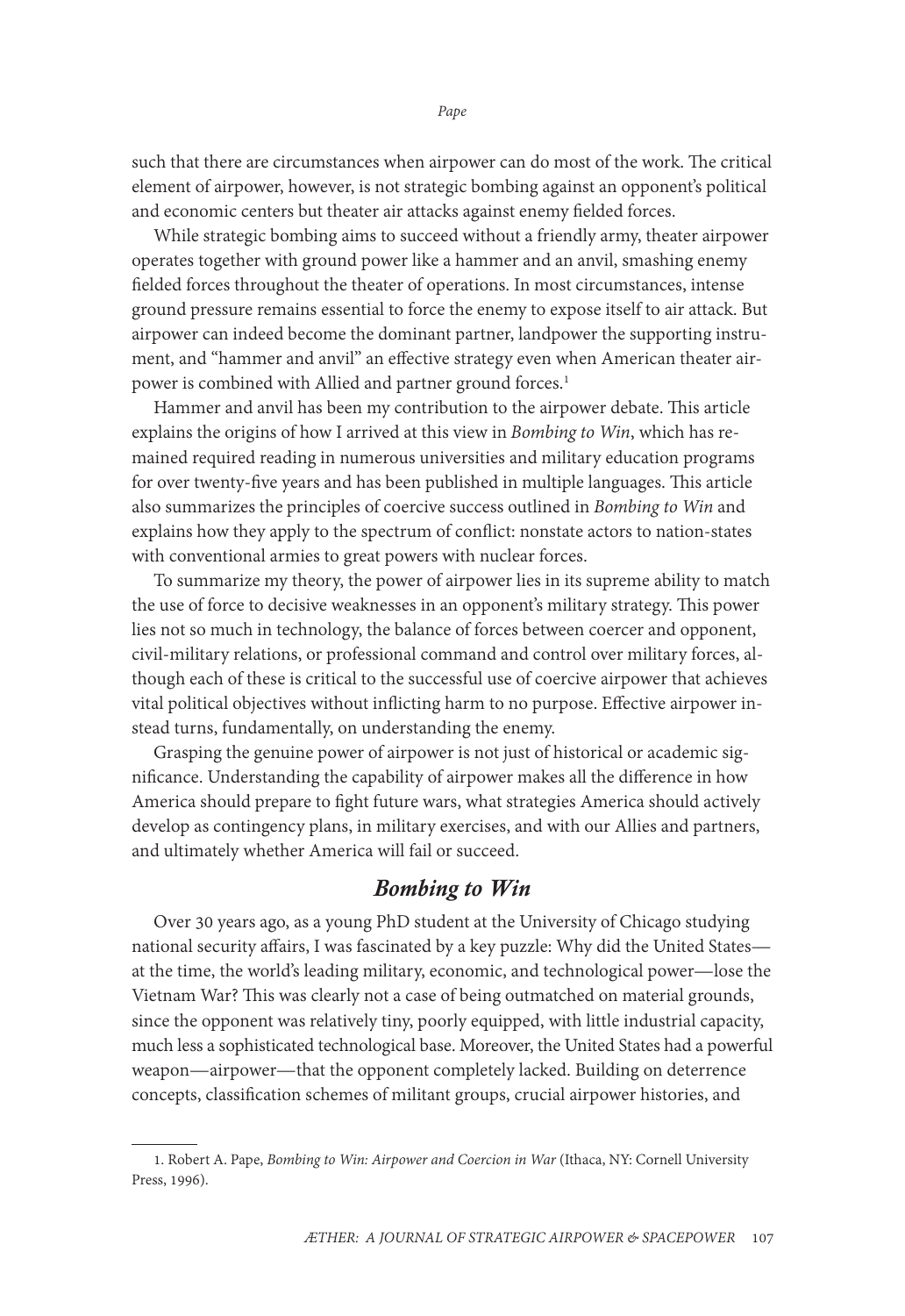such that there are circumstances when airpower can do most of the work. The critical element of airpower, however, is not strategic bombing against an opponent's political and economic centers but theater air attacks against enemy fielded forces.

While strategic bombing aims to succeed without a friendly army, theater airpower operates together with ground power like a hammer and an anvil, smashing enemy fielded forces throughout the theater of operations. In most circumstances, intense ground pressure remains essential to force the enemy to expose itself to air attack. But airpower can indeed become the dominant partner, landpower the supporting instrument, and "hammer and anvil" an effective strategy even when American theater airpower is combined with Allied and partner ground forces.[1]

Hammer and anvil has been my contribution to the airpower debate. This article explains the origins of how I arrived at this view in *Bombing to Win*, which has remained required reading in numerous universities and military education programs for over twenty-five years and has been published in multiple languages. This article also summarizes the principles of coercive success outlined in *Bombing to Win* and explains how they apply to the spectrum of conflict: nonstate actors to nation-states with conventional armies to great powers with nuclear forces.

To summarize my theory, the power of airpower lies in its supreme ability to match the use of force to decisive weaknesses in an opponent's military strategy. This power lies not so much in technology, the balance of forces between coercer and opponent, civil-military relations, or professional command and control over military forces, although each of these is critical to the successful use of coercive airpower that achieves vital political objectives without inflicting harm to no purpose. Effective airpower instead turns, fundamentally, on understanding the enemy.

Grasping the genuine power of airpower is not just of historical or academic significance. Understanding the capability of airpower makes all the difference in how America should prepare to fight future wars, what strategies America should actively develop as contingency plans, in military exercises, and with our Allies and partners, and ultimately whether America will fail or succeed.

## *Bombing to Win*

Over 30 years ago, as a young PhD student at the University of Chicago studying national security affairs, I was fascinated by a key puzzle: Why did the United States—at the time, the world's leading military, economic, and technological power—lose the Vietnam War? This was clearly not a case of being outmatched on material grounds, since the opponent was relatively tiny, poorly equipped, with little industrial capacity, much less a sophisticated technological base. Moreover, the United States had a powerful weapon—airpower—that the opponent completely lacked. Building on deterrence concepts, classification schemes of militant groups, crucial airpower histories, and

---

1. Robert A. Pape, *Bombing to Win: Airpower and Coercion in War* (Ithaca, NY: Cornell University Press, 1996).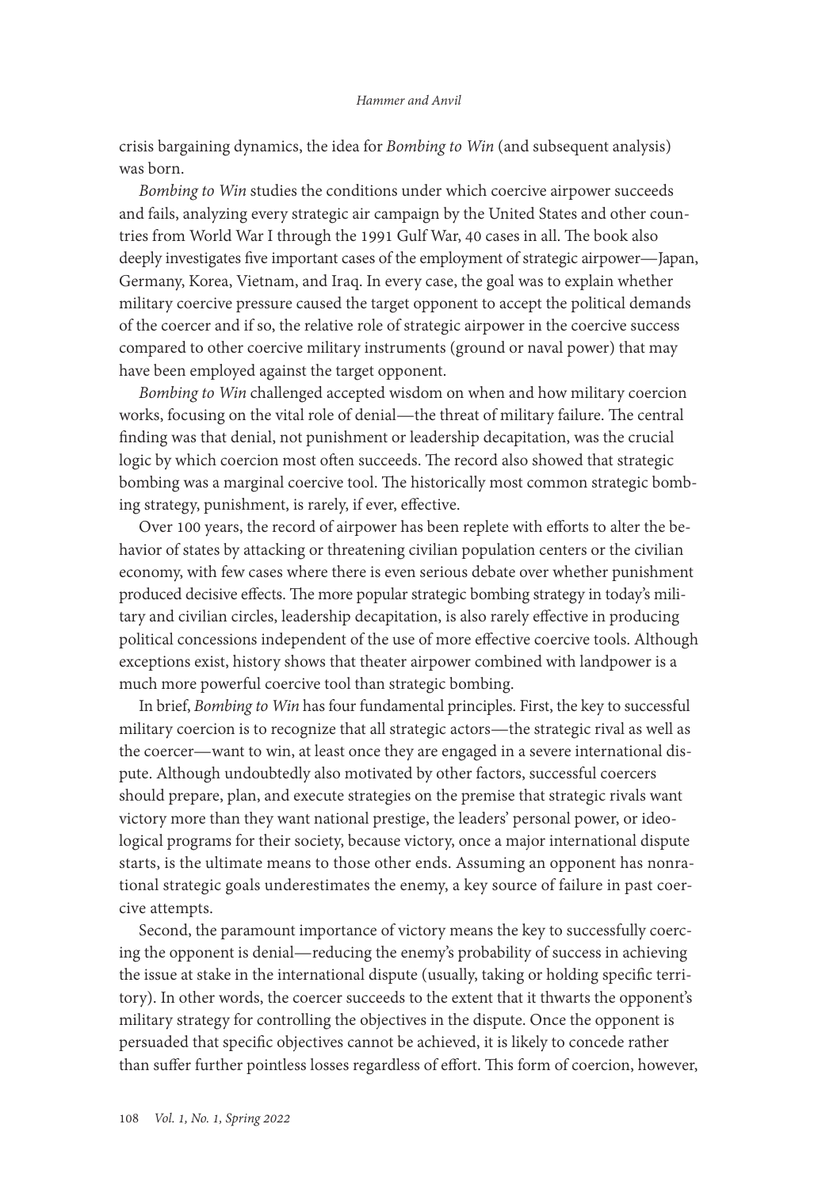crisis bargaining dynamics, the idea for *Bombing to Win* (and subsequent analysis) was born.

*Bombing to Win* studies the conditions under which coercive airpower succeeds and fails, analyzing every strategic air campaign by the United States and other countries from World War I through the 1991 Gulf War, 40 cases in all. The book also deeply investigates five important cases of the employment of strategic airpower—Japan, Germany, Korea, Vietnam, and Iraq. In every case, the goal was to explain whether military coercive pressure caused the target opponent to accept the political demands of the coercer and if so, the relative role of strategic airpower in the coercive success compared to other coercive military instruments (ground or naval power) that may have been employed against the target opponent.

*Bombing to Win* challenged accepted wisdom on when and how military coercion works, focusing on the vital role of denial—the threat of military failure. The central finding was that denial, not punishment or leadership decapitation, was the crucial logic by which coercion most often succeeds. The record also showed that strategic bombing was a marginal coercive tool. The historically most common strategic bombing strategy, punishment, is rarely, if ever, effective.

Over 100 years, the record of airpower has been replete with efforts to alter the behavior of states by attacking or threatening civilian population centers or the civilian economy, with few cases where there is even serious debate over whether punishment produced decisive effects. The more popular strategic bombing strategy in today's military and civilian circles, leadership decapitation, is also rarely effective in producing political concessions independent of the use of more effective coercive tools. Although exceptions exist, history shows that theater airpower combined with landpower is a much more powerful coercive tool than strategic bombing.

In brief, *Bombing to Win* has four fundamental principles. First, the key to successful military coercion is to recognize that all strategic actors—the strategic rival as well as the coercer—want to win, at least once they are engaged in a severe international dispute. Although undoubtedly also motivated by other factors, successful coercers should prepare, plan, and execute strategies on the premise that strategic rivals want victory more than they want national prestige, the leaders' personal power, or ideological programs for their society, because victory, once a major international dispute starts, is the ultimate means to those other ends. Assuming an opponent has nonrational strategic goals underestimates the enemy, a key source of failure in past coercive attempts.

Second, the paramount importance of victory means the key to successfully coercing the opponent is denial—reducing the enemy's probability of success in achieving the issue at stake in the international dispute (usually, taking or holding specific territory). In other words, the coercer succeeds to the extent that it thwarts the opponent's military strategy for controlling the objectives in the dispute. Once the opponent is persuaded that specific objectives cannot be achieved, it is likely to concede rather than suffer further pointless losses regardless of effort. This form of coercion, however,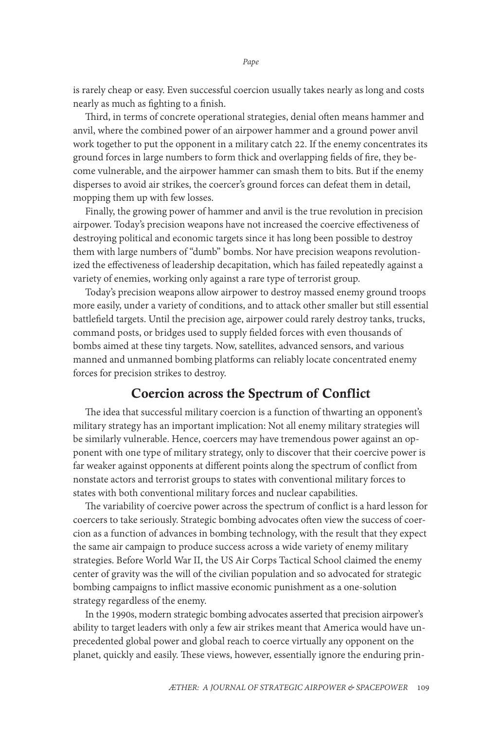is rarely cheap or easy. Even successful coercion usually takes nearly as long and costs nearly as much as fighting to a finish.

Third, in terms of concrete operational strategies, denial often means hammer and anvil, where the combined power of an airpower hammer and a ground power anvil work together to put the opponent in a military catch 22. If the enemy concentrates its ground forces in large numbers to form thick and overlapping fields of fire, they become vulnerable, and the airpower hammer can smash them to bits. But if the enemy disperses to avoid air strikes, the coercer's ground forces can defeat them in detail, mopping them up with few losses.

Finally, the growing power of hammer and anvil is the true revolution in precision airpower. Today's precision weapons have not increased the coercive effectiveness of destroying political and economic targets since it has long been possible to destroy them with large numbers of "dumb" bombs. Nor have precision weapons revolutionized the effectiveness of leadership decapitation, which has failed repeatedly against a variety of enemies, working only against a rare type of terrorist group.

Today's precision weapons allow airpower to destroy massed enemy ground troops more easily, under a variety of conditions, and to attack other smaller but still essential battlefield targets. Until the precision age, airpower could rarely destroy tanks, trucks, command posts, or bridges used to supply fielded forces with even thousands of bombs aimed at these tiny targets. Now, satellites, advanced sensors, and various manned and unmanned bombing platforms can reliably locate concentrated enemy forces for precision strikes to destroy.

## Coercion across the Spectrum of Conflict

The idea that successful military coercion is a function of thwarting an opponent's military strategy has an important implication: Not all enemy military strategies will be similarly vulnerable. Hence, coercers may have tremendous power against an opponent with one type of military strategy, only to discover that their coercive power is far weaker against opponents at different points along the spectrum of conflict from nonstate actors and terrorist groups to states with conventional military forces to states with both conventional military forces and nuclear capabilities.

The variability of coercive power across the spectrum of conflict is a hard lesson for coercers to take seriously. Strategic bombing advocates often view the success of coercion as a function of advances in bombing technology, with the result that they expect the same air campaign to produce success across a wide variety of enemy military strategies. Before World War II, the US Air Corps Tactical School claimed the enemy center of gravity was the will of the civilian population and so advocated for strategic bombing campaigns to inflict massive economic punishment as a one-solution strategy regardless of the enemy.

In the 1990s, modern strategic bombing advocates asserted that precision airpower's ability to target leaders with only a few air strikes meant that America would have unprecedented global power and global reach to coerce virtually any opponent on the planet, quickly and easily. These views, however, essentially ignore the enduring prin-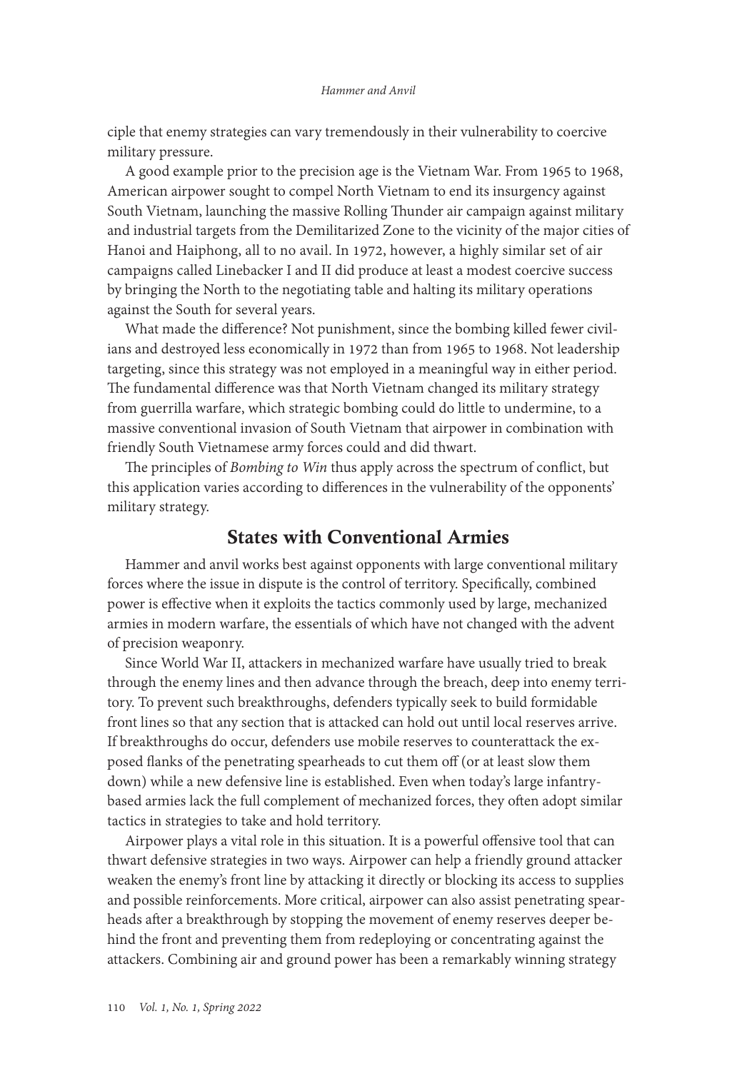ciple that enemy strategies can vary tremendously in their vulnerability to coercive military pressure.

A good example prior to the precision age is the Vietnam War. From 1965 to 1968, American airpower sought to compel North Vietnam to end its insurgency against South Vietnam, launching the massive Rolling Thunder air campaign against military and industrial targets from the Demilitarized Zone to the vicinity of the major cities of Hanoi and Haiphong, all to no avail. In 1972, however, a highly similar set of air campaigns called Linebacker I and II did produce at least a modest coercive success by bringing the North to the negotiating table and halting its military operations against the South for several years.

What made the difference? Not punishment, since the bombing killed fewer civilians and destroyed less economically in 1972 than from 1965 to 1968. Not leadership targeting, since this strategy was not employed in a meaningful way in either period. The fundamental difference was that North Vietnam changed its military strategy from guerrilla warfare, which strategic bombing could do little to undermine, to a massive conventional invasion of South Vietnam that airpower in combination with friendly South Vietnamese army forces could and did thwart.

The principles of *Bombing to Win* thus apply across the spectrum of conflict, but this application varies according to differences in the vulnerability of the opponents' military strategy.

## States with Conventional Armies

Hammer and anvil works best against opponents with large conventional military forces where the issue in dispute is the control of territory. Specifically, combined power is effective when it exploits the tactics commonly used by large, mechanized armies in modern warfare, the essentials of which have not changed with the advent of precision weaponry.

Since World War II, attackers in mechanized warfare have usually tried to break through the enemy lines and then advance through the breach, deep into enemy territory. To prevent such breakthroughs, defenders typically seek to build formidable front lines so that any section that is attacked can hold out until local reserves arrive. If breakthroughs do occur, defenders use mobile reserves to counterattack the exposed flanks of the penetrating spearheads to cut them off (or at least slow them down) while a new defensive line is established. Even when today's large infantry-based armies lack the full complement of mechanized forces, they often adopt similar tactics in strategies to take and hold territory.

Airpower plays a vital role in this situation. It is a powerful offensive tool that can thwart defensive strategies in two ways. Airpower can help a friendly ground attacker weaken the enemy's front line by attacking it directly or blocking its access to supplies and possible reinforcements. More critical, airpower can also assist penetrating spearheads after a breakthrough by stopping the movement of enemy reserves deeper behind the front and preventing them from redeploying or concentrating against the attackers. Combining air and ground power has been a remarkably winning strategy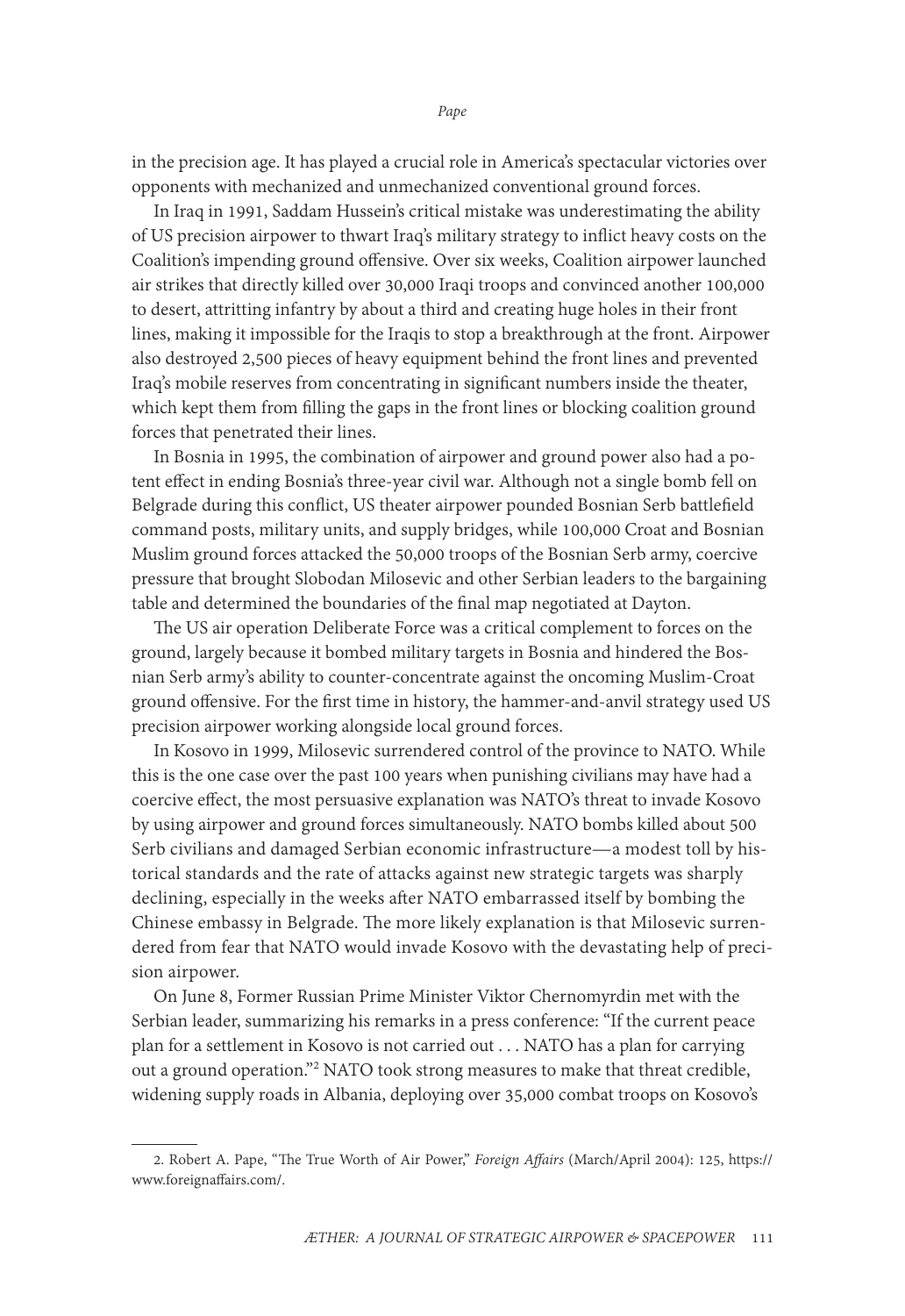in the precision age. It has played a crucial role in America's spectacular victories over opponents with mechanized and unmechanized conventional ground forces.

In Iraq in 1991, Saddam Hussein's critical mistake was underestimating the ability of US precision airpower to thwart Iraq's military strategy to inflict heavy costs on the Coalition's impending ground offensive. Over six weeks, Coalition airpower launched air strikes that directly killed over 30,000 Iraqi troops and convinced another 100,000 to desert, attritting infantry by about a third and creating huge holes in their front lines, making it impossible for the Iraqis to stop a breakthrough at the front. Airpower also destroyed 2,500 pieces of heavy equipment behind the front lines and prevented Iraq's mobile reserves from concentrating in significant numbers inside the theater, which kept them from filling the gaps in the front lines or blocking coalition ground forces that penetrated their lines.

In Bosnia in 1995, the combination of airpower and ground power also had a potent effect in ending Bosnia's three-year civil war. Although not a single bomb fell on Belgrade during this conflict, US theater airpower pounded Bosnian Serb battlefield command posts, military units, and supply bridges, while 100,000 Croat and Bosnian Muslim ground forces attacked the 50,000 troops of the Bosnian Serb army, coercive pressure that brought Slobodan Milosevic and other Serbian leaders to the bargaining table and determined the boundaries of the final map negotiated at Dayton.

The US air operation Deliberate Force was a critical complement to forces on the ground, largely because it bombed military targets in Bosnia and hindered the Bosnian Serb army's ability to counter-concentrate against the oncoming Muslim-Croat ground offensive. For the first time in history, the hammer-and-anvil strategy used US precision airpower working alongside local ground forces.

In Kosovo in 1999, Milosevic surrendered control of the province to NATO. While this is the one case over the past 100 years when punishing civilians may have had a coercive effect, the most persuasive explanation was NATO's threat to invade Kosovo by using airpower and ground forces simultaneously. NATO bombs killed about 500 Serb civilians and damaged Serbian economic infrastructure—a modest toll by historical standards and the rate of attacks against new strategic targets was sharply declining, especially in the weeks after NATO embarrassed itself by bombing the Chinese embassy in Belgrade. The more likely explanation is that Milosevic surrendered from fear that NATO would invade Kosovo with the devastating help of precision airpower.

On June 8, Former Russian Prime Minister Viktor Chernomyrdin met with the Serbian leader, summarizing his remarks in a press conference: "If the current peace plan for a settlement in Kosovo is not carried out . . . NATO has a plan for carrying out a ground operation."[2] NATO took strong measures to make that threat credible, widening supply roads in Albania, deploying over 35,000 combat troops on Kosovo's

2. Robert A. Pape, "The True Worth of Air Power," *Foreign Affairs* (March/April 2004): 125, https://www.foreignaffairs.com/.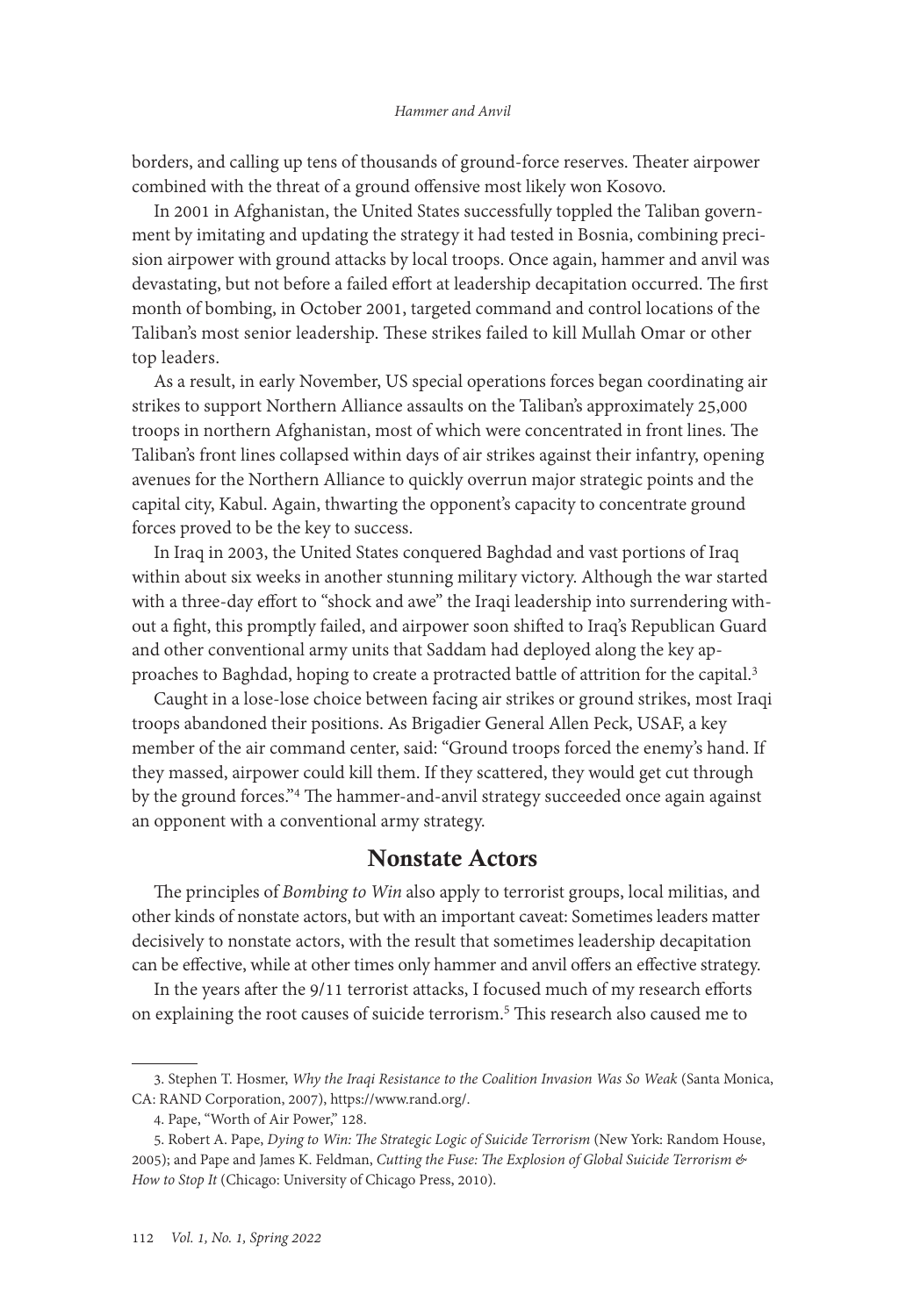borders, and calling up tens of thousands of ground-force reserves. Theater airpower combined with the threat of a ground offensive most likely won Kosovo.

In 2001 in Afghanistan, the United States successfully toppled the Taliban government by imitating and updating the strategy it had tested in Bosnia, combining precision airpower with ground attacks by local troops. Once again, hammer and anvil was devastating, but not before a failed effort at leadership decapitation occurred. The first month of bombing, in October 2001, targeted command and control locations of the Taliban's most senior leadership. These strikes failed to kill Mullah Omar or other top leaders.

As a result, in early November, US special operations forces began coordinating air strikes to support Northern Alliance assaults on the Taliban's approximately 25,000 troops in northern Afghanistan, most of which were concentrated in front lines. The Taliban's front lines collapsed within days of air strikes against their infantry, opening avenues for the Northern Alliance to quickly overrun major strategic points and the capital city, Kabul. Again, thwarting the opponent's capacity to concentrate ground forces proved to be the key to success.

In Iraq in 2003, the United States conquered Baghdad and vast portions of Iraq within about six weeks in another stunning military victory. Although the war started with a three-day effort to "shock and awe" the Iraqi leadership into surrendering without a fight, this promptly failed, and airpower soon shifted to Iraq's Republican Guard and other conventional army units that Saddam had deployed along the key approaches to Baghdad, hoping to create a protracted battle of attrition for the capital.[3]

Caught in a lose-lose choice between facing air strikes or ground strikes, most Iraqi troops abandoned their positions. As Brigadier General Allen Peck, USAF, a key member of the air command center, said: "Ground troops forced the enemy's hand. If they massed, airpower could kill them. If they scattered, they would get cut through by the ground forces."[4] The hammer-and-anvil strategy succeeded once again against an opponent with a conventional army strategy.

## Nonstate Actors

The principles of *Bombing to Win* also apply to terrorist groups, local militias, and other kinds of nonstate actors, but with an important caveat: Sometimes leaders matter decisively to nonstate actors, with the result that sometimes leadership decapitation can be effective, while at other times only hammer and anvil offers an effective strategy.

In the years after the 9/11 terrorist attacks, I focused much of my research efforts on explaining the root causes of suicide terrorism.[5] This research also caused me to

---

3. Stephen T. Hosmer, *Why the Iraqi Resistance to the Coalition Invasion Was So Weak* (Santa Monica, CA: RAND Corporation, 2007), https://www.rand.org/.

4. Pape, "Worth of Air Power," 128.

5. Robert A. Pape, *Dying to Win: The Strategic Logic of Suicide Terrorism* (New York: Random House, 2005); and Pape and James K. Feldman, *Cutting the Fuse: The Explosion of Global Suicide Terrorism & How to Stop It* (Chicago: University of Chicago Press, 2010).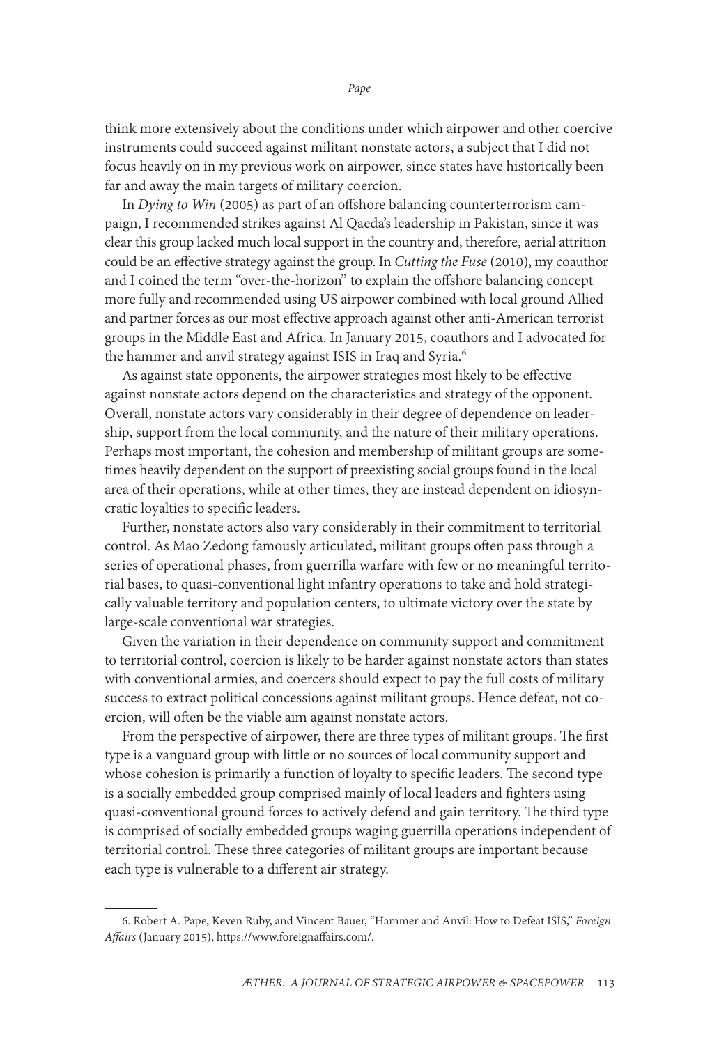think more extensively about the conditions under which airpower and other coercive instruments could succeed against militant nonstate actors, a subject that I did not focus heavily on in my previous work on airpower, since states have historically been far and away the main targets of military coercion.

In *Dying to Win* (2005) as part of an offshore balancing counterterrorism campaign, I recommended strikes against Al Qaeda's leadership in Pakistan, since it was clear this group lacked much local support in the country and, therefore, aerial attrition could be an effective strategy against the group. In *Cutting the Fuse* (2010), my coauthor and I coined the term "over-the-horizon" to explain the offshore balancing concept more fully and recommended using US airpower combined with local ground Allied and partner forces as our most effective approach against other anti-American terrorist groups in the Middle East and Africa. In January 2015, coauthors and I advocated for the hammer and anvil strategy against ISIS in Iraq and Syria.[6]

As against state opponents, the airpower strategies most likely to be effective against nonstate actors depend on the characteristics and strategy of the opponent. Overall, nonstate actors vary considerably in their degree of dependence on leadership, support from the local community, and the nature of their military operations. Perhaps most important, the cohesion and membership of militant groups are sometimes heavily dependent on the support of preexisting social groups found in the local area of their operations, while at other times, they are instead dependent on idiosyncratic loyalties to specific leaders.

Further, nonstate actors also vary considerably in their commitment to territorial control. As Mao Zedong famously articulated, militant groups often pass through a series of operational phases, from guerrilla warfare with few or no meaningful territorial bases, to quasi-conventional light infantry operations to take and hold strategically valuable territory and population centers, to ultimate victory over the state by large-scale conventional war strategies.

Given the variation in their dependence on community support and commitment to territorial control, coercion is likely to be harder against nonstate actors than states with conventional armies, and coercers should expect to pay the full costs of military success to extract political concessions against militant groups. Hence defeat, not coercion, will often be the viable aim against nonstate actors.

From the perspective of airpower, there are three types of militant groups. The first type is a vanguard group with little or no sources of local community support and whose cohesion is primarily a function of loyalty to specific leaders. The second type is a socially embedded group comprised mainly of local leaders and fighters using quasi-conventional ground forces to actively defend and gain territory. The third type is comprised of socially embedded groups waging guerrilla operations independent of territorial control. These three categories of militant groups are important because each type is vulnerable to a different air strategy.

---

6. Robert A. Pape, Keven Ruby, and Vincent Bauer, "Hammer and Anvil: How to Defeat ISIS," *Foreign Affairs* (January 2015), https://www.foreignaffairs.com/.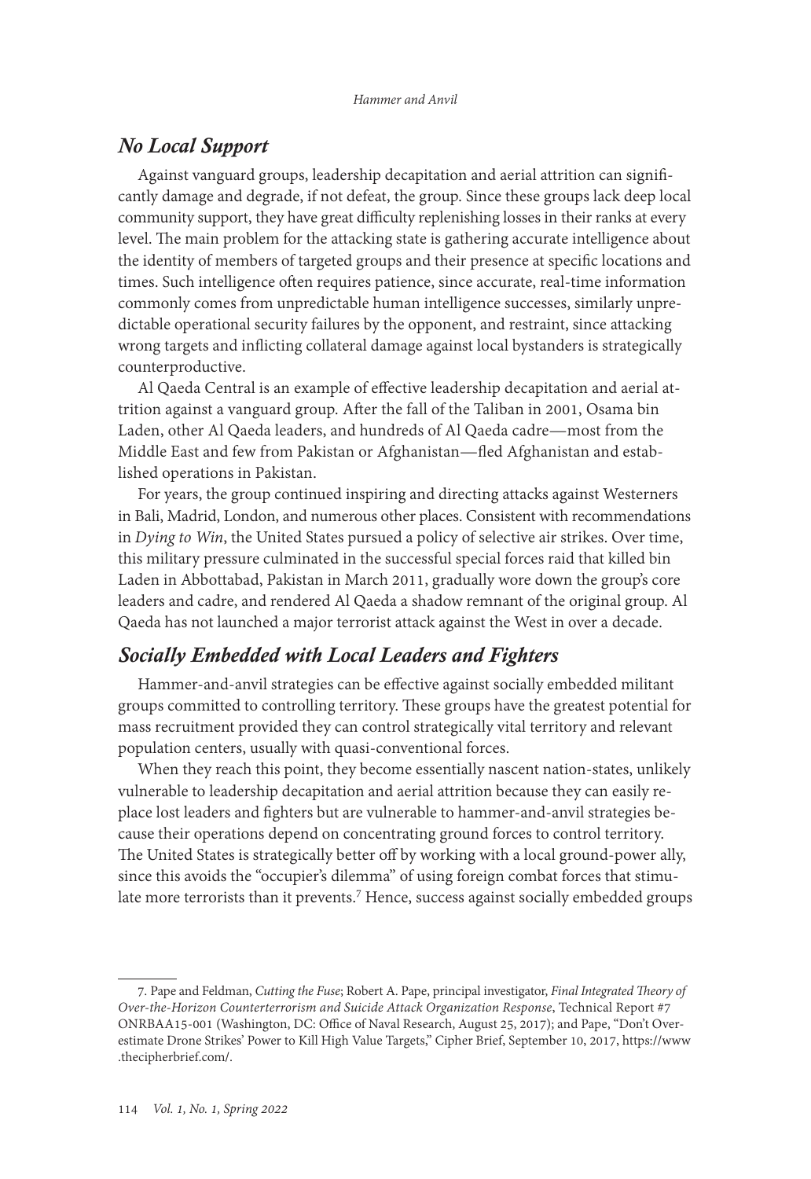## *No Local Support*

Against vanguard groups, leadership decapitation and aerial attrition can significantly damage and degrade, if not defeat, the group. Since these groups lack deep local community support, they have great difficulty replenishing losses in their ranks at every level. The main problem for the attacking state is gathering accurate intelligence about the identity of members of targeted groups and their presence at specific locations and times. Such intelligence often requires patience, since accurate, real-time information commonly comes from unpredictable human intelligence successes, similarly unpredictable operational security failures by the opponent, and restraint, since attacking wrong targets and inflicting collateral damage against local bystanders is strategically counterproductive.

Al Qaeda Central is an example of effective leadership decapitation and aerial attrition against a vanguard group. After the fall of the Taliban in 2001, Osama bin Laden, other Al Qaeda leaders, and hundreds of Al Qaeda cadre—most from the Middle East and few from Pakistan or Afghanistan—fled Afghanistan and established operations in Pakistan.

For years, the group continued inspiring and directing attacks against Westerners in Bali, Madrid, London, and numerous other places. Consistent with recommendations in *Dying to Win*, the United States pursued a policy of selective air strikes. Over time, this military pressure culminated in the successful special forces raid that killed bin Laden in Abbottabad, Pakistan in March 2011, gradually wore down the group's core leaders and cadre, and rendered Al Qaeda a shadow remnant of the original group. Al Qaeda has not launched a major terrorist attack against the West in over a decade.

## *Socially Embedded with Local Leaders and Fighters*

Hammer-and-anvil strategies can be effective against socially embedded militant groups committed to controlling territory. These groups have the greatest potential for mass recruitment provided they can control strategically vital territory and relevant population centers, usually with quasi-conventional forces.

When they reach this point, they become essentially nascent nation-states, unlikely vulnerable to leadership decapitation and aerial attrition because they can easily replace lost leaders and fighters but are vulnerable to hammer-and-anvil strategies because their operations depend on concentrating ground forces to control territory. The United States is strategically better off by working with a local ground-power ally, since this avoids the "occupier's dilemma" of using foreign combat forces that stimulate more terrorists than it prevents.[7] Hence, success against socially embedded groups

7. Pape and Feldman, *Cutting the Fuse*; Robert A. Pape, principal investigator, *Final Integrated Theory of Over-the-Horizon Counterterrorism and Suicide Attack Organization Response*, Technical Report #7 ONRBAA15-001 (Washington, DC: Office of Naval Research, August 25, 2017); and Pape, "Don't Overestimate Drone Strikes' Power to Kill High Value Targets," Cipher Brief, September 10, 2017, https://www.thecipherbrief.com/.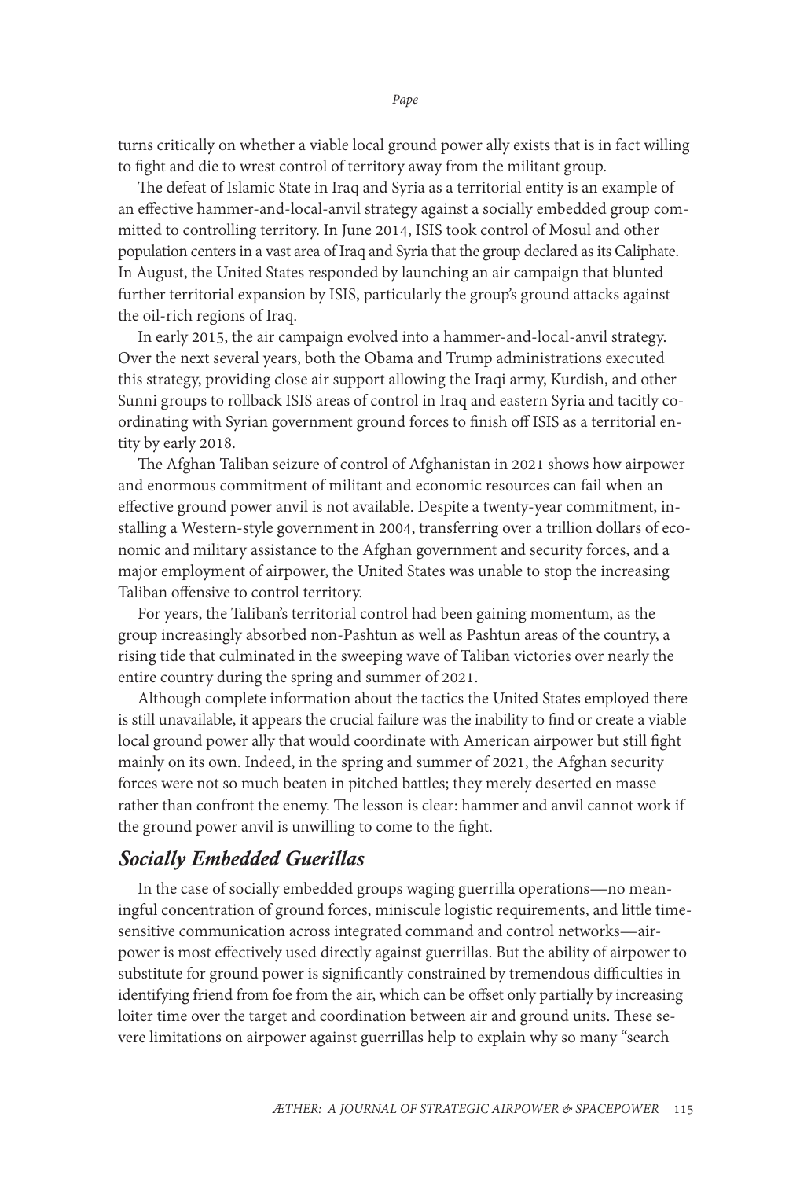turns critically on whether a viable local ground power ally exists that is in fact willing to fight and die to wrest control of territory away from the militant group.

The defeat of Islamic State in Iraq and Syria as a territorial entity is an example of an effective hammer-and-local-anvil strategy against a socially embedded group committed to controlling territory. In June 2014, ISIS took control of Mosul and other population centers in a vast area of Iraq and Syria that the group declared as its Caliphate. In August, the United States responded by launching an air campaign that blunted further territorial expansion by ISIS, particularly the group's ground attacks against the oil-rich regions of Iraq.

In early 2015, the air campaign evolved into a hammer-and-local-anvil strategy. Over the next several years, both the Obama and Trump administrations executed this strategy, providing close air support allowing the Iraqi army, Kurdish, and other Sunni groups to rollback ISIS areas of control in Iraq and eastern Syria and tacitly coordinating with Syrian government ground forces to finish off ISIS as a territorial entity by early 2018.

The Afghan Taliban seizure of control of Afghanistan in 2021 shows how airpower and enormous commitment of militant and economic resources can fail when an effective ground power anvil is not available. Despite a twenty-year commitment, installing a Western-style government in 2004, transferring over a trillion dollars of economic and military assistance to the Afghan government and security forces, and a major employment of airpower, the United States was unable to stop the increasing Taliban offensive to control territory.

For years, the Taliban's territorial control had been gaining momentum, as the group increasingly absorbed non-Pashtun as well as Pashtun areas of the country, a rising tide that culminated in the sweeping wave of Taliban victories over nearly the entire country during the spring and summer of 2021.

Although complete information about the tactics the United States employed there is still unavailable, it appears the crucial failure was the inability to find or create a viable local ground power ally that would coordinate with American airpower but still fight mainly on its own. Indeed, in the spring and summer of 2021, the Afghan security forces were not so much beaten in pitched battles; they merely deserted en masse rather than confront the enemy. The lesson is clear: hammer and anvil cannot work if the ground power anvil is unwilling to come to the fight.

## *Socially Embedded Guerillas*

In the case of socially embedded groups waging guerrilla operations—no meaningful concentration of ground forces, miniscule logistic requirements, and little time-sensitive communication across integrated command and control networks—airpower is most effectively used directly against guerrillas. But the ability of airpower to substitute for ground power is significantly constrained by tremendous difficulties in identifying friend from foe from the air, which can be offset only partially by increasing loiter time over the target and coordination between air and ground units. These severe limitations on airpower against guerrillas help to explain why so many "search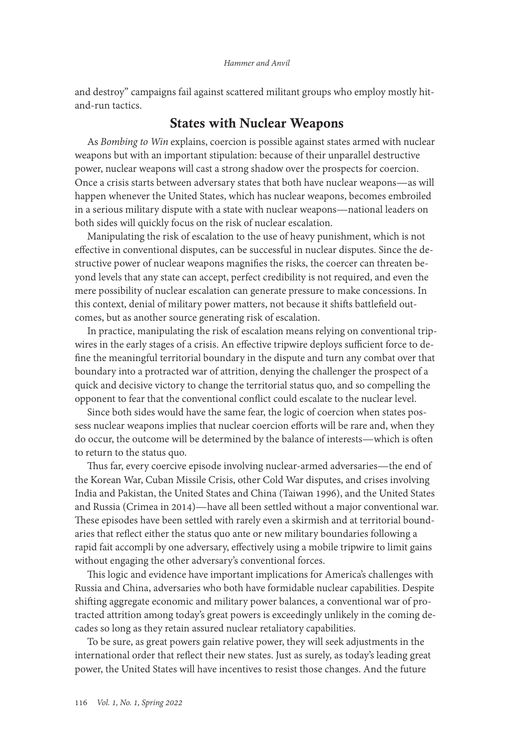and destroy" campaigns fail against scattered militant groups who employ mostly hit-and-run tactics.

## States with Nuclear Weapons

As *Bombing to Win* explains, coercion is possible against states armed with nuclear weapons but with an important stipulation: because of their unparallel destructive power, nuclear weapons will cast a strong shadow over the prospects for coercion. Once a crisis starts between adversary states that both have nuclear weapons—as will happen whenever the United States, which has nuclear weapons, becomes embroiled in a serious military dispute with a state with nuclear weapons—national leaders on both sides will quickly focus on the risk of nuclear escalation.

Manipulating the risk of escalation to the use of heavy punishment, which is not effective in conventional disputes, can be successful in nuclear disputes. Since the destructive power of nuclear weapons magnifies the risks, the coercer can threaten beyond levels that any state can accept, perfect credibility is not required, and even the mere possibility of nuclear escalation can generate pressure to make concessions. In this context, denial of military power matters, not because it shifts battlefield outcomes, but as another source generating risk of escalation.

In practice, manipulating the risk of escalation means relying on conventional tripwires in the early stages of a crisis. An effective tripwire deploys sufficient force to define the meaningful territorial boundary in the dispute and turn any combat over that boundary into a protracted war of attrition, denying the challenger the prospect of a quick and decisive victory to change the territorial status quo, and so compelling the opponent to fear that the conventional conflict could escalate to the nuclear level.

Since both sides would have the same fear, the logic of coercion when states possess nuclear weapons implies that nuclear coercion efforts will be rare and, when they do occur, the outcome will be determined by the balance of interests—which is often to return to the status quo.

Thus far, every coercive episode involving nuclear-armed adversaries—the end of the Korean War, Cuban Missile Crisis, other Cold War disputes, and crises involving India and Pakistan, the United States and China (Taiwan 1996), and the United States and Russia (Crimea in 2014)—have all been settled without a major conventional war. These episodes have been settled with rarely even a skirmish and at territorial boundaries that reflect either the status quo ante or new military boundaries following a rapid fait accompli by one adversary, effectively using a mobile tripwire to limit gains without engaging the other adversary's conventional forces.

This logic and evidence have important implications for America's challenges with Russia and China, adversaries who both have formidable nuclear capabilities. Despite shifting aggregate economic and military power balances, a conventional war of protracted attrition among today's great powers is exceedingly unlikely in the coming decades so long as they retain assured nuclear retaliatory capabilities.

To be sure, as great powers gain relative power, they will seek adjustments in the international order that reflect their new states. Just as surely, as today's leading great power, the United States will have incentives to resist those changes. And the future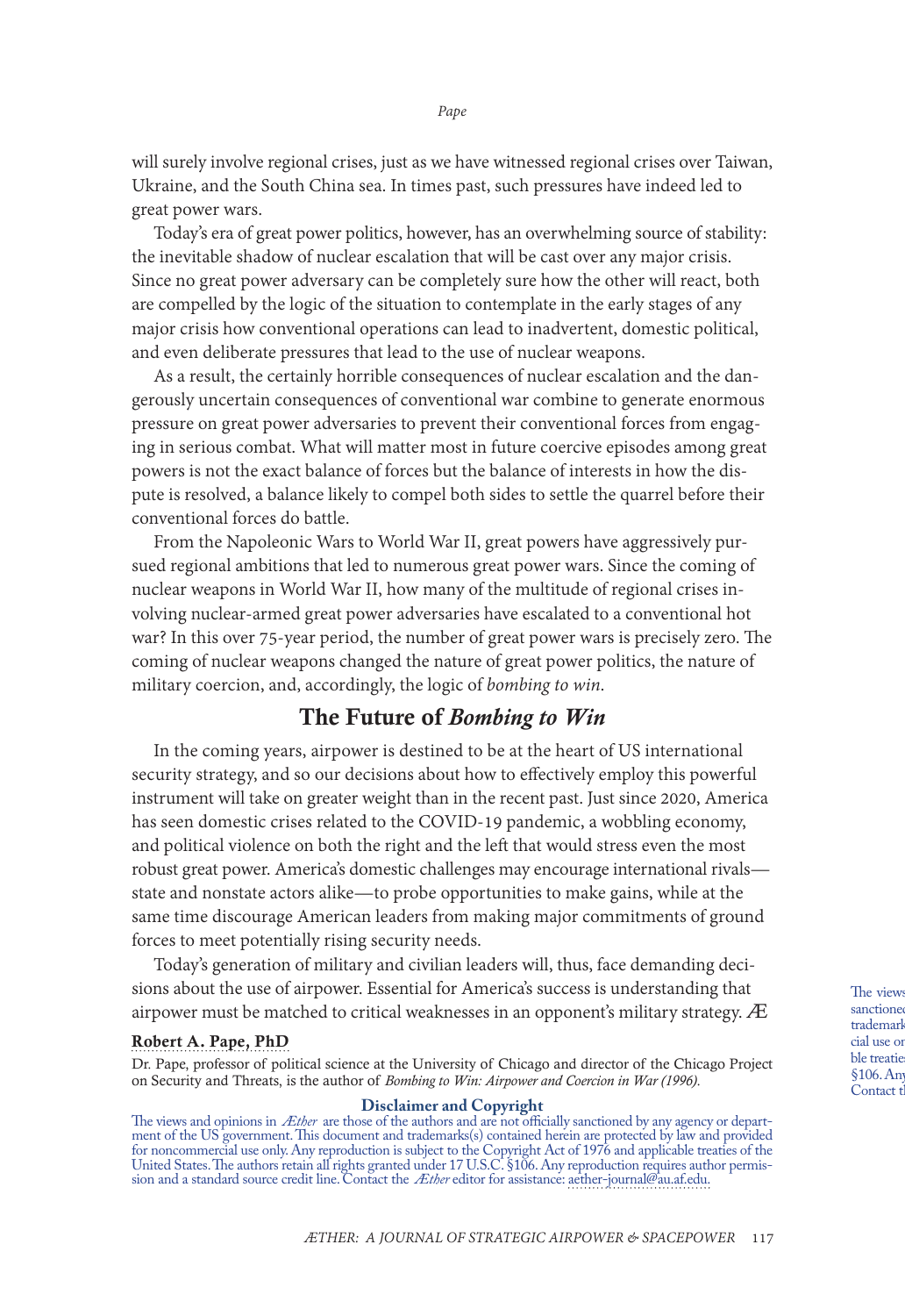will surely involve regional crises, just as we have witnessed regional crises over Taiwan, Ukraine, and the South China sea. In times past, such pressures have indeed led to great power wars.

Today's era of great power politics, however, has an overwhelming source of stability: the inevitable shadow of nuclear escalation that will be cast over any major crisis. Since no great power adversary can be completely sure how the other will react, both are compelled by the logic of the situation to contemplate in the early stages of any major crisis how conventional operations can lead to inadvertent, domestic political, and even deliberate pressures that lead to the use of nuclear weapons.

As a result, the certainly horrible consequences of nuclear escalation and the dangerously uncertain consequences of conventional war combine to generate enormous pressure on great power adversaries to prevent their conventional forces from engaging in serious combat. What will matter most in future coercive episodes among great powers is not the exact balance of forces but the balance of interests in how the dispute is resolved, a balance likely to compel both sides to settle the quarrel before their conventional forces do battle.

From the Napoleonic Wars to World War II, great powers have aggressively pursued regional ambitions that led to numerous great power wars. Since the coming of nuclear weapons in World War II, how many of the multitude of regional crises involving nuclear-armed great power adversaries have escalated to a conventional hot war? In this over 75-year period, the number of great power wars is precisely zero. The coming of nuclear weapons changed the nature of great power politics, the nature of military coercion, and, accordingly, the logic of *bombing to win*.

## The Future of *Bombing to Win*

In the coming years, airpower is destined to be at the heart of US international security strategy, and so our decisions about how to effectively employ this powerful instrument will take on greater weight than in the recent past. Just since 2020, America has seen domestic crises related to the COVID-19 pandemic, a wobbling economy, and political violence on both the right and the left that would stress even the most robust great power. America's domestic challenges may encourage international rivals—state and nonstate actors alike—to probe opportunities to make gains, while at the same time discourage American leaders from making major commitments of ground forces to meet potentially rising security needs.

Today's generation of military and civilian leaders will, thus, face demanding decisions about the use of airpower. Essential for America's success is understanding that airpower must be matched to critical weaknesses in an opponent's military strategy. Æ

**Robert A. Pape, PhD**

Dr. Pape, professor of political science at the University of Chicago and director of the Chicago Project on Security and Threats, is the author of *Bombing to Win: Airpower and Coercion in War (1996).*

**Disclaimer and Copyright**

The views and opinions in *Æther* are those of the authors and are not officially sanctioned by any agency or department of the US government. This document and trademarks(s) contained herein are protected by law and provided for noncommercial use only. Any reproduction is subject to the Copyright Act of 1976 and applicable treaties of the United States. The authors retain all rights granted under 17 U.S.C. §106. Any reproduction requires author permission and a standard source credit line. Contact the *Æther* editor for assistance: aether-journal@au.af.edu.